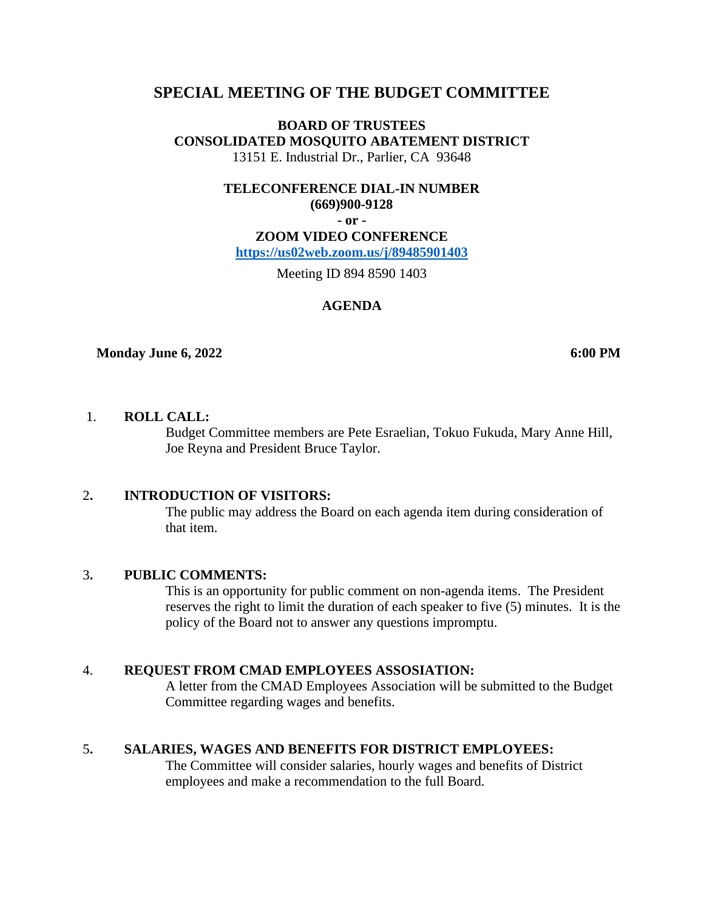# SPECIAL MEETING OF THE BUDGET COMMITTEE

**BOARD OF TRUSTEES**
**CONSOLIDATED MOSQUITO ABATEMENT DISTRICT**
13151 E. Industrial Dr., Parlier, CA 93648

**TELECONFERENCE DIAL-IN NUMBER**
**(669)900-9128**
**- or -**
**ZOOM VIDEO CONFERENCE**
**https://us02web.zoom.us/j/89485901403**
Meeting ID 894 8590 1403

## AGENDA

**Monday June 6, 2022** **6:00 PM**

1. **ROLL CALL:**
   Budget Committee members are Pete Esraelian, Tokuo Fukuda, Mary Anne Hill, Joe Reyna and President Bruce Taylor.

2. **INTRODUCTION OF VISITORS:**
   The public may address the Board on each agenda item during consideration of that item.

3. **PUBLIC COMMENTS:**
   This is an opportunity for public comment on non-agenda items. The President reserves the right to limit the duration of each speaker to five (5) minutes. It is the policy of the Board not to answer any questions impromptu.

4. **REQUEST FROM CMAD EMPLOYEES ASSOSIATION:**
   A letter from the CMAD Employees Association will be submitted to the Budget Committee regarding wages and benefits.

5. **SALARIES, WAGES AND BENEFITS FOR DISTRICT EMPLOYEES:**
   The Committee will consider salaries, hourly wages and benefits of District employees and make a recommendation to the full Board.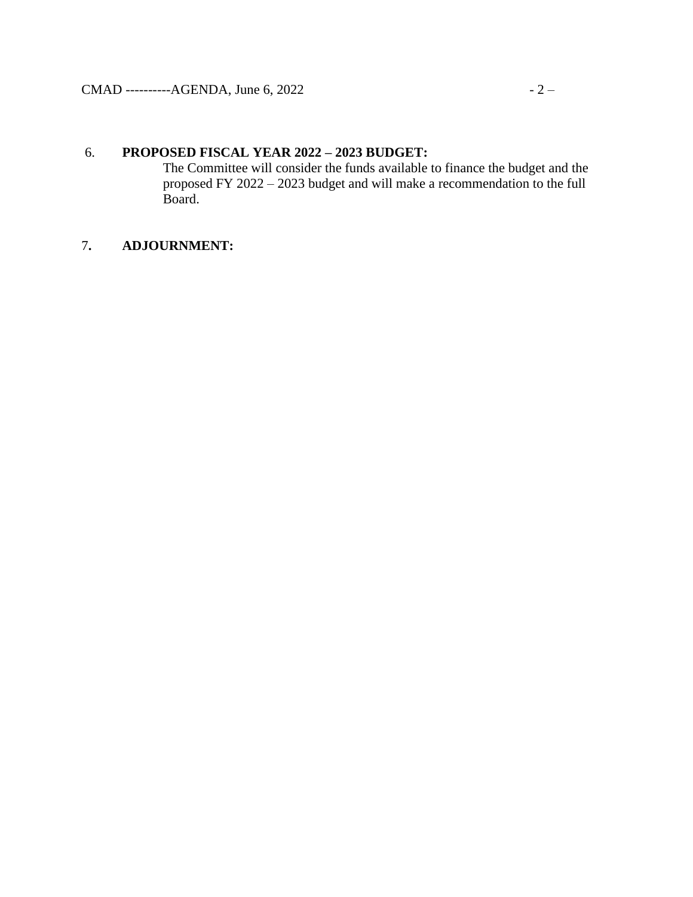6. **PROPOSED FISCAL YEAR 2022 – 2023 BUDGET:**
   The Committee will consider the funds available to finance the budget and the proposed FY 2022 – 2023 budget and will make a recommendation to the full Board.

7. **ADJOURNMENT:**